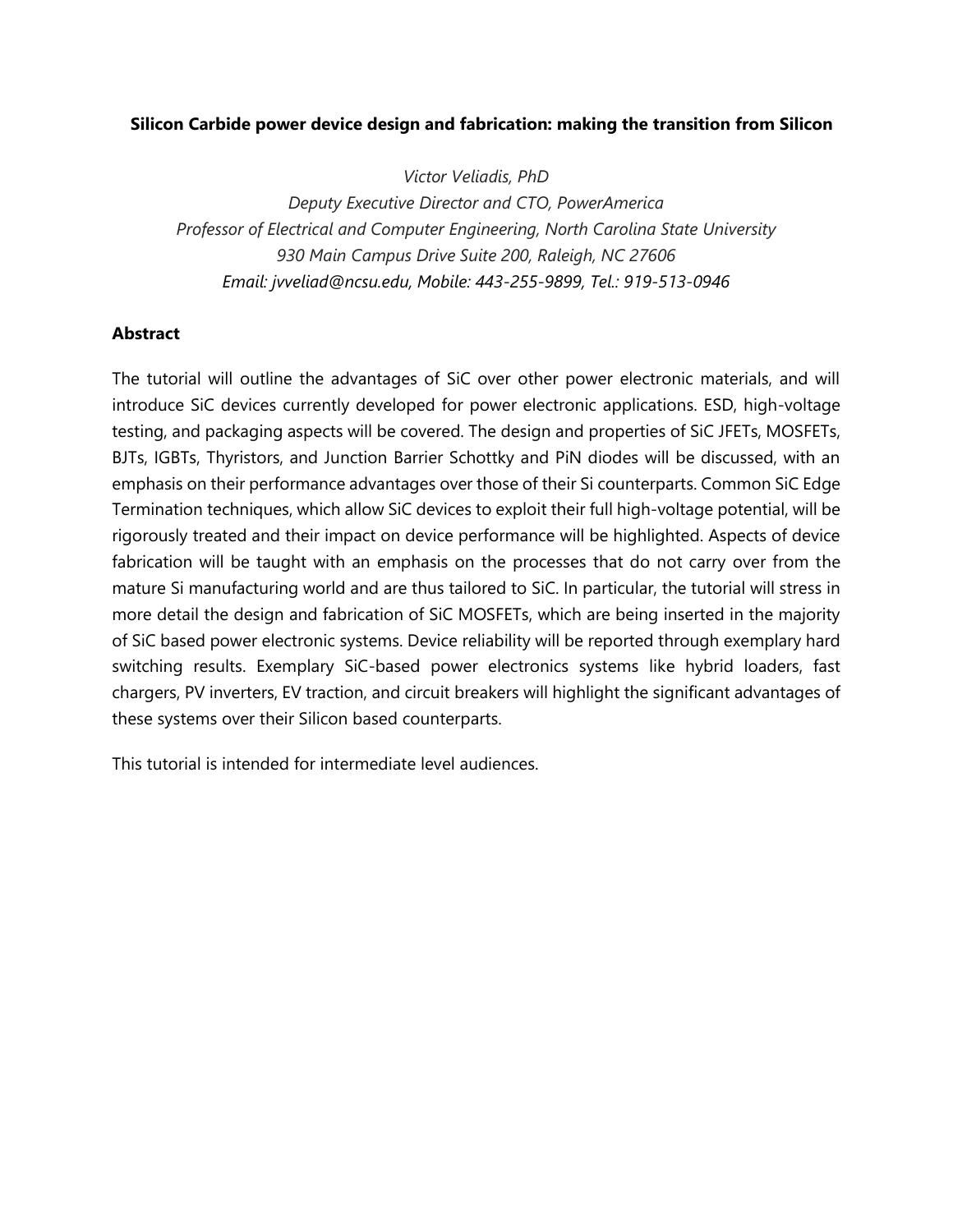**Silicon Carbide power device design and fabrication: making the transition from Silicon**

*Victor Veliadis, PhD*
*Deputy Executive Director and CTO, PowerAmerica*
*Professor of Electrical and Computer Engineering, North Carolina State University*
*930 Main Campus Drive Suite 200, Raleigh, NC 27606*
*Email: jvveliad@ncsu.edu, Mobile: 443-255-9899, Tel.: 919-513-0946*

## Abstract

The tutorial will outline the advantages of SiC over other power electronic materials, and will introduce SiC devices currently developed for power electronic applications. ESD, high-voltage testing, and packaging aspects will be covered. The design and properties of SiC JFETs, MOSFETs, BJTs, IGBTs, Thyristors, and Junction Barrier Schottky and PiN diodes will be discussed, with an emphasis on their performance advantages over those of their Si counterparts. Common SiC Edge Termination techniques, which allow SiC devices to exploit their full high-voltage potential, will be rigorously treated and their impact on device performance will be highlighted. Aspects of device fabrication will be taught with an emphasis on the processes that do not carry over from the mature Si manufacturing world and are thus tailored to SiC. In particular, the tutorial will stress in more detail the design and fabrication of SiC MOSFETs, which are being inserted in the majority of SiC based power electronic systems. Device reliability will be reported through exemplary hard switching results. Exemplary SiC-based power electronics systems like hybrid loaders, fast chargers, PV inverters, EV traction, and circuit breakers will highlight the significant advantages of these systems over their Silicon based counterparts.

This tutorial is intended for intermediate level audiences.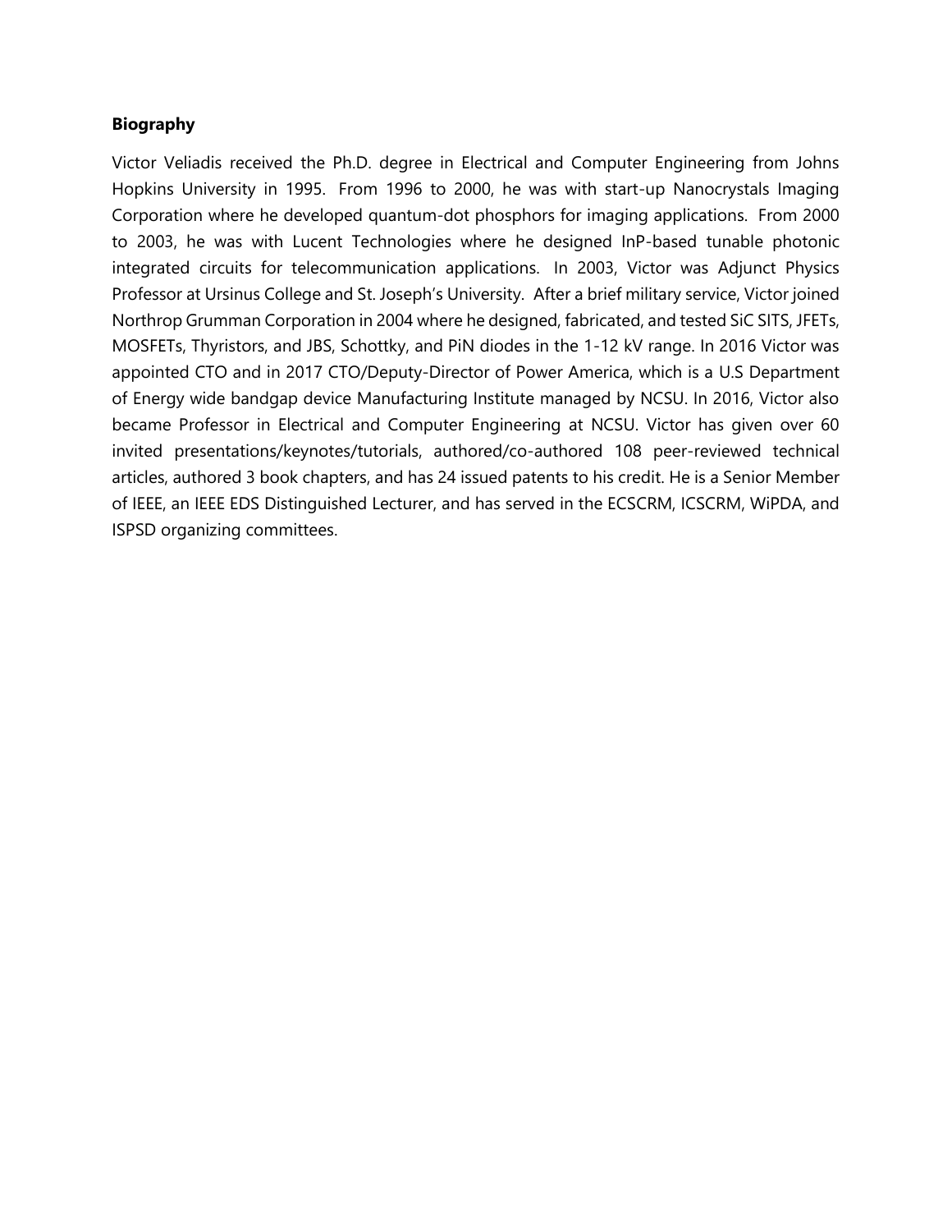**Biography**

Victor Veliadis received the Ph.D. degree in Electrical and Computer Engineering from Johns Hopkins University in 1995. From 1996 to 2000, he was with start-up Nanocrystals Imaging Corporation where he developed quantum-dot phosphors for imaging applications. From 2000 to 2003, he was with Lucent Technologies where he designed InP-based tunable photonic integrated circuits for telecommunication applications. In 2003, Victor was Adjunct Physics Professor at Ursinus College and St. Joseph's University. After a brief military service, Victor joined Northrop Grumman Corporation in 2004 where he designed, fabricated, and tested SiC SITS, JFETs, MOSFETs, Thyristors, and JBS, Schottky, and PiN diodes in the 1-12 kV range. In 2016 Victor was appointed CTO and in 2017 CTO/Deputy-Director of Power America, which is a U.S Department of Energy wide bandgap device Manufacturing Institute managed by NCSU. In 2016, Victor also became Professor in Electrical and Computer Engineering at NCSU. Victor has given over 60 invited presentations/keynotes/tutorials, authored/co-authored 108 peer-reviewed technical articles, authored 3 book chapters, and has 24 issued patents to his credit. He is a Senior Member of IEEE, an IEEE EDS Distinguished Lecturer, and has served in the ECSCRM, ICSCRM, WiPDA, and ISPSD organizing committees.